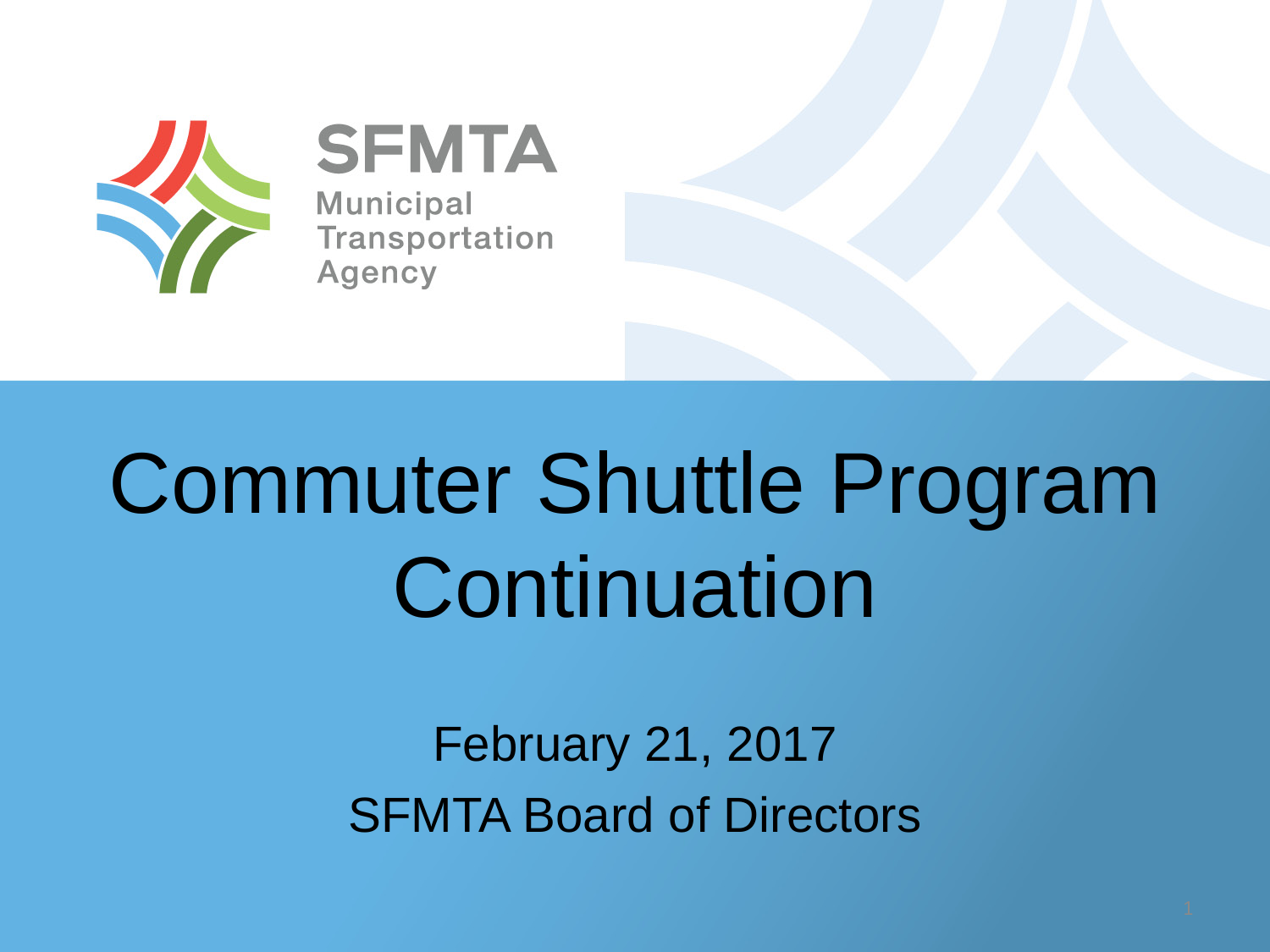SFMTA

Municipal Transportation Agency

# Commuter Shuttle Program Continuation

February 21, 2017

SFMTA Board of Directors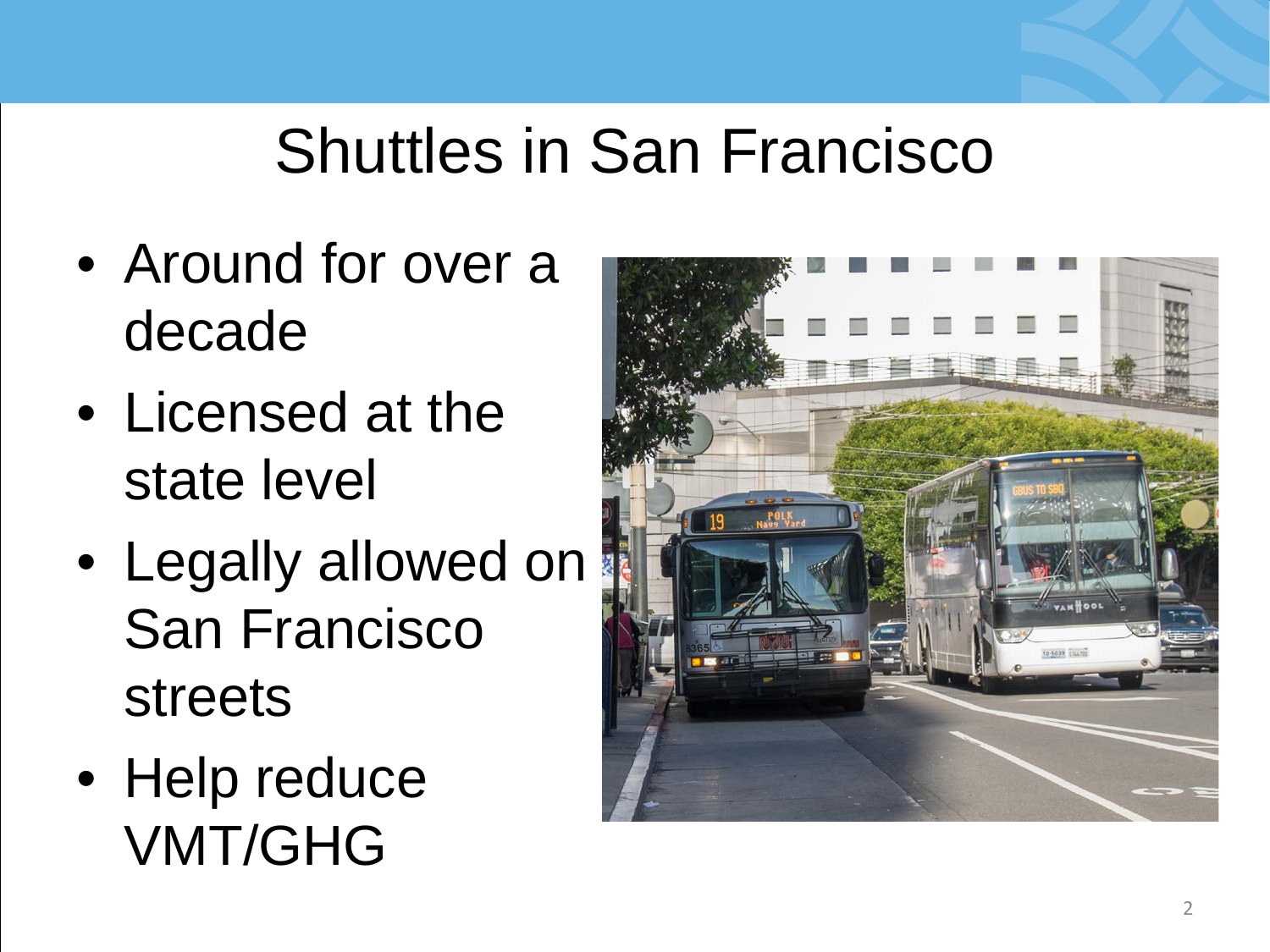# Shuttles in San Francisco

- Around for over a decade
- Licensed at the state level
- Legally allowed on San Francisco streets
- Help reduce VMT/GHG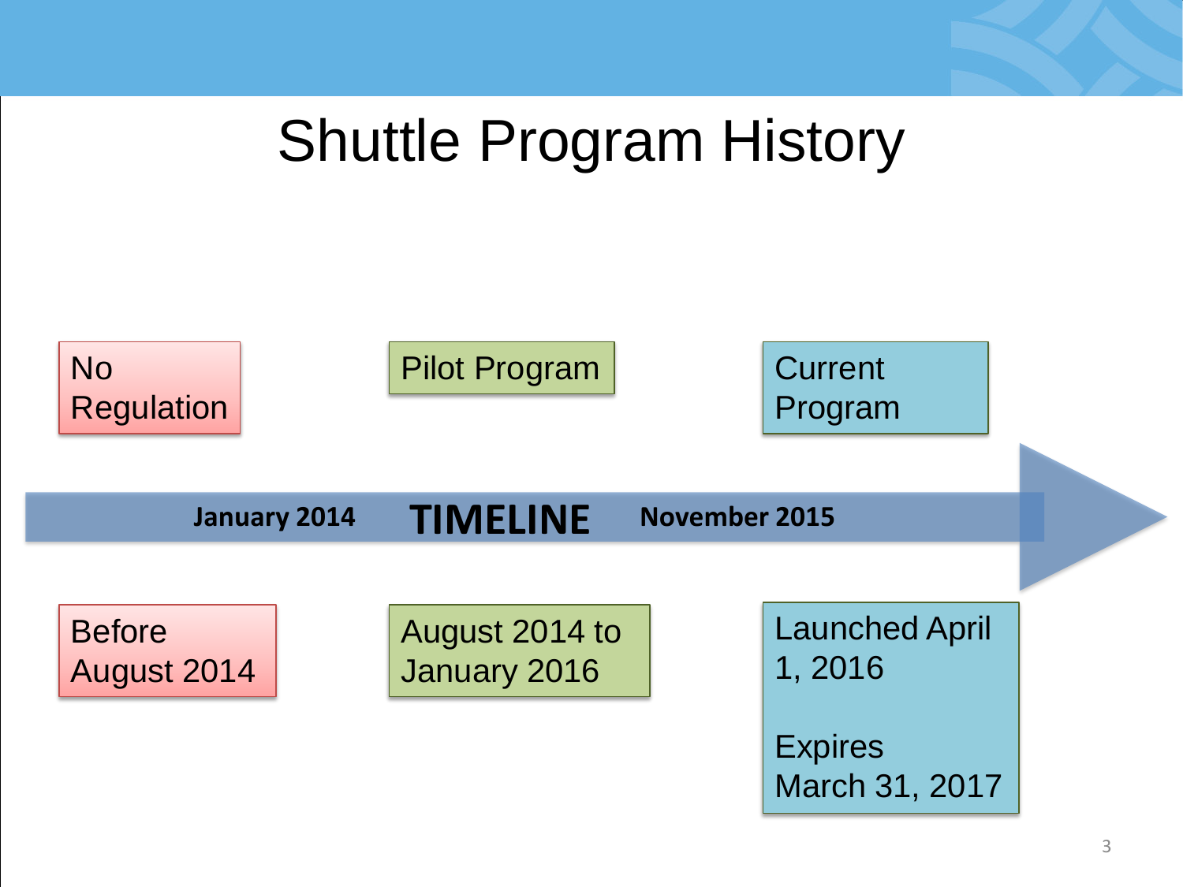# Shuttle Program History

| No Regulation | Pilot Program | Current Program |
| --- | --- | --- |
| Before August 2014 | August 2014 to January 2016 | Launched April 1, 2016<br><br>Expires March 31, 2017 |

**TIMELINE**

**January 2014** — **November 2015**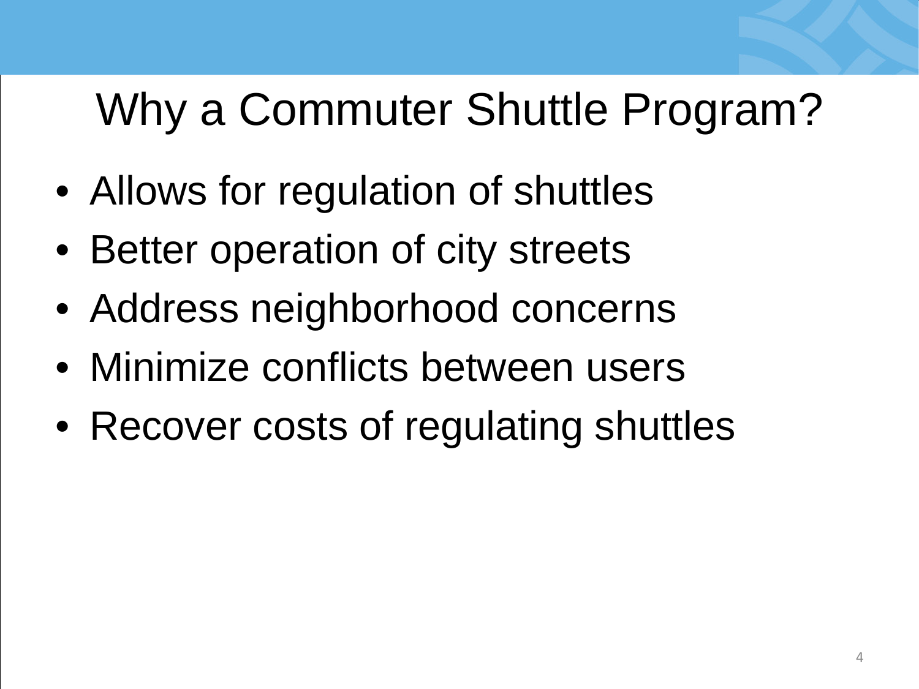# Why a Commuter Shuttle Program?

- Allows for regulation of shuttles
- Better operation of city streets
- Address neighborhood concerns
- Minimize conflicts between users
- Recover costs of regulating shuttles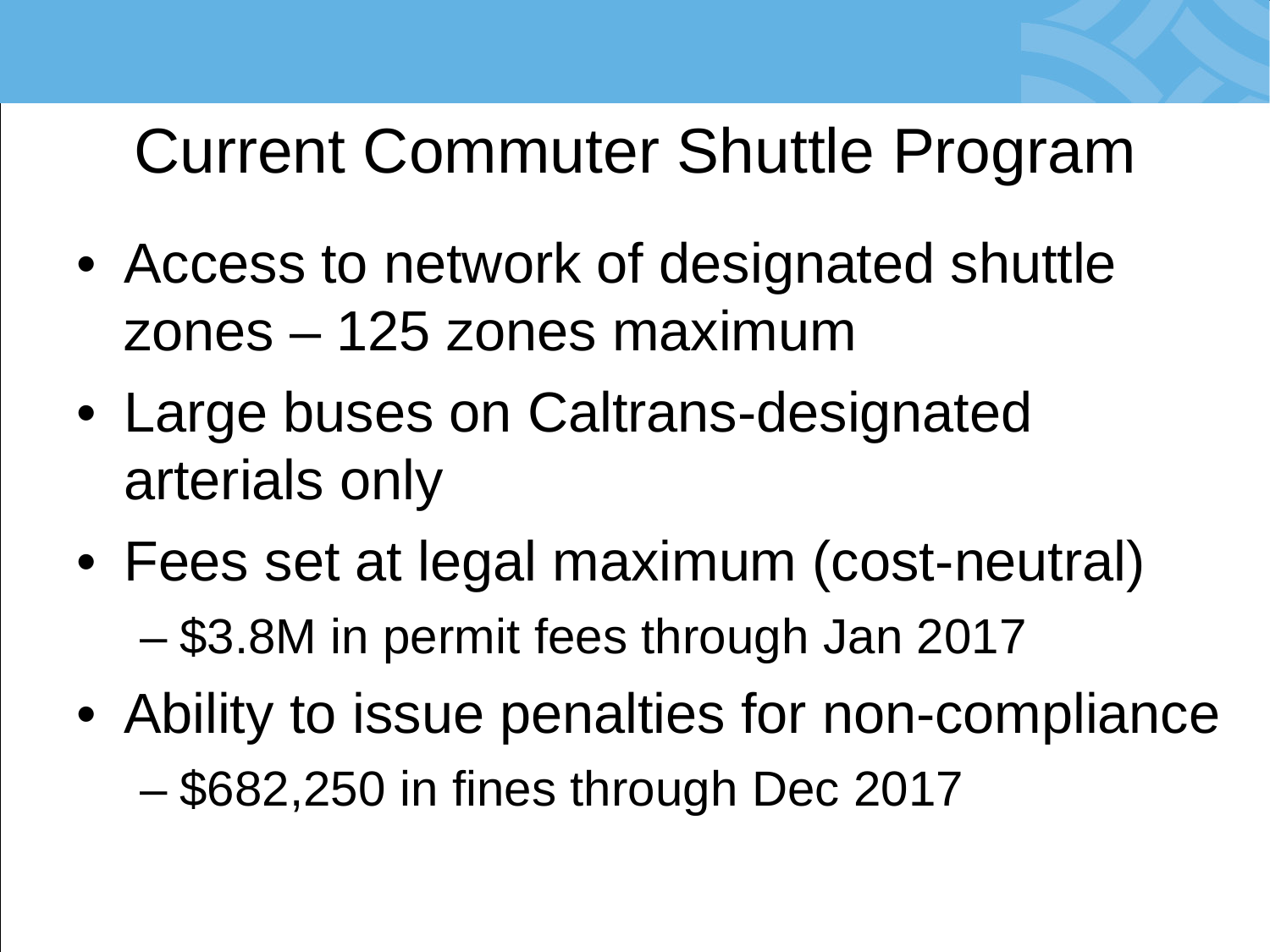# Current Commuter Shuttle Program

- Access to network of designated shuttle zones – 125 zones maximum
- Large buses on Caltrans-designated arterials only
- Fees set at legal maximum (cost-neutral)
  - $3.8M in permit fees through Jan 2017
- Ability to issue penalties for non-compliance
  - $682,250 in fines through Dec 2017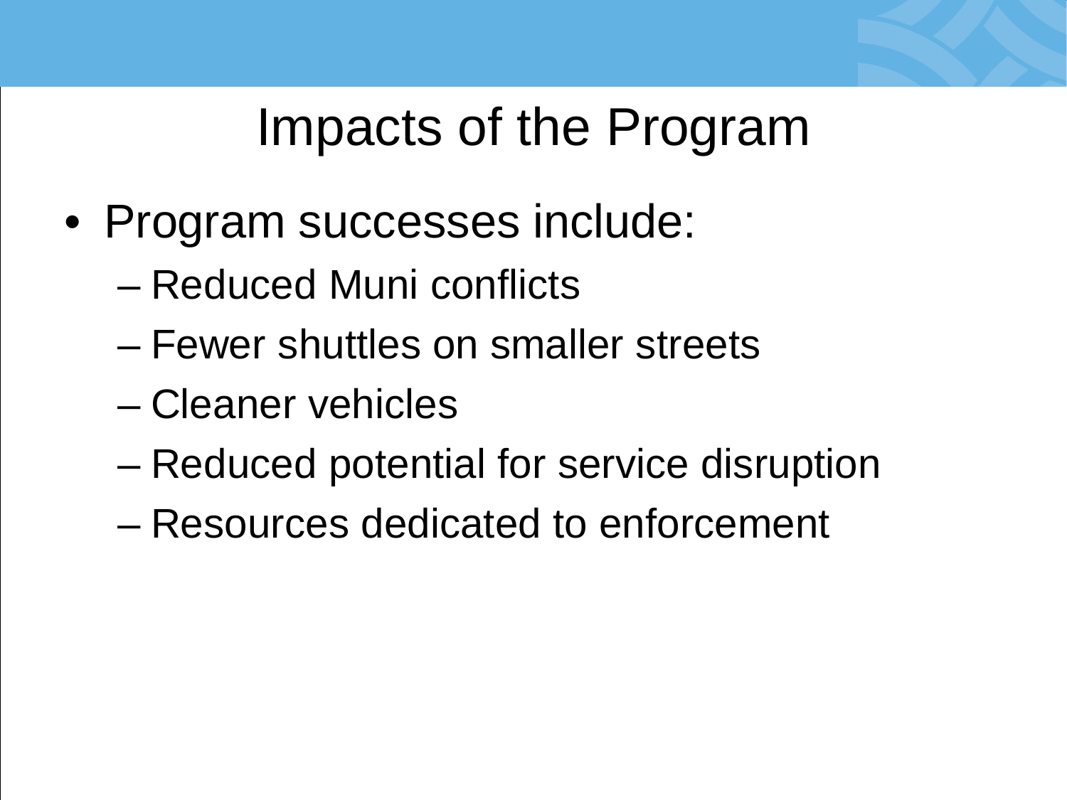# Impacts of the Program

- Program successes include:
  - Reduced Muni conflicts
  - Fewer shuttles on smaller streets
  - Cleaner vehicles
  - Reduced potential for service disruption
  - Resources dedicated to enforcement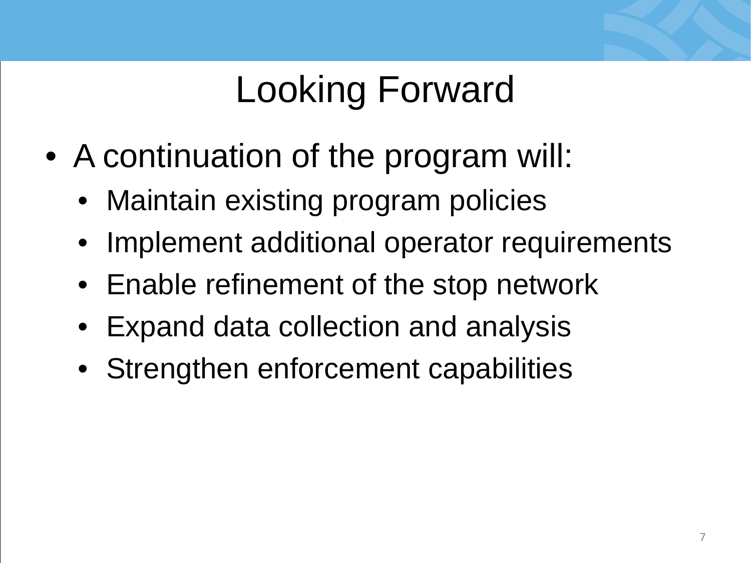# Looking Forward

- A continuation of the program will:
  - Maintain existing program policies
  - Implement additional operator requirements
  - Enable refinement of the stop network
  - Expand data collection and analysis
  - Strengthen enforcement capabilities